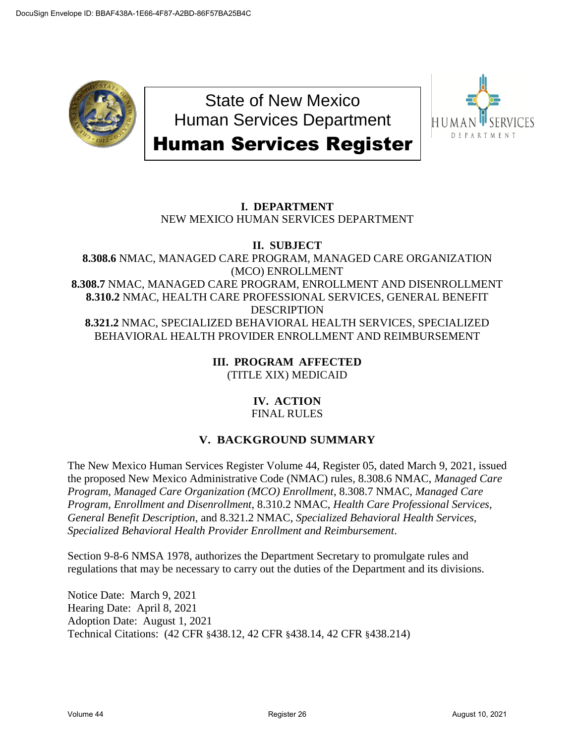DocuSign Envelope ID: BBAF438A-1E66-4F87-A2BD-86F57BA25B4C

# State of New Mexico Human Services Department

# Human Services Register

**I. DEPARTMENT**
NEW MEXICO HUMAN SERVICES DEPARTMENT

**II. SUBJECT**
**8.308.6** NMAC, MANAGED CARE PROGRAM, MANAGED CARE ORGANIZATION (MCO) ENROLLMENT
**8.308.7** NMAC, MANAGED CARE PROGRAM, ENROLLMENT AND DISENROLLMENT
**8.310.2** NMAC, HEALTH CARE PROFESSIONAL SERVICES, GENERAL BENEFIT DESCRIPTION
**8.321.2** NMAC, SPECIALIZED BEHAVIORAL HEALTH SERVICES, SPECIALIZED BEHAVIORAL HEALTH PROVIDER ENROLLMENT AND REIMBURSEMENT

**III. PROGRAM AFFECTED**
(TITLE XIX) MEDICAID

**IV. ACTION**
FINAL RULES

**V. BACKGROUND SUMMARY**

The New Mexico Human Services Register Volume 44, Register 05, dated March 9, 2021, issued the proposed New Mexico Administrative Code (NMAC) rules, 8.308.6 NMAC, *Managed Care Program, Managed Care Organization (MCO) Enrollment*, 8.308.7 NMAC, *Managed Care Program, Enrollment and Disenrollment*, 8.310.2 NMAC, *Health Care Professional Services, General Benefit Description*, and 8.321.2 NMAC, *Specialized Behavioral Health Services, Specialized Behavioral Health Provider Enrollment and Reimbursement*.

Section 9-8-6 NMSA 1978, authorizes the Department Secretary to promulgate rules and regulations that may be necessary to carry out the duties of the Department and its divisions.

Notice Date: March 9, 2021
Hearing Date: April 8, 2021
Adoption Date: August 1, 2021
Technical Citations: (42 CFR §438.12, 42 CFR §438.14, 42 CFR §438.214)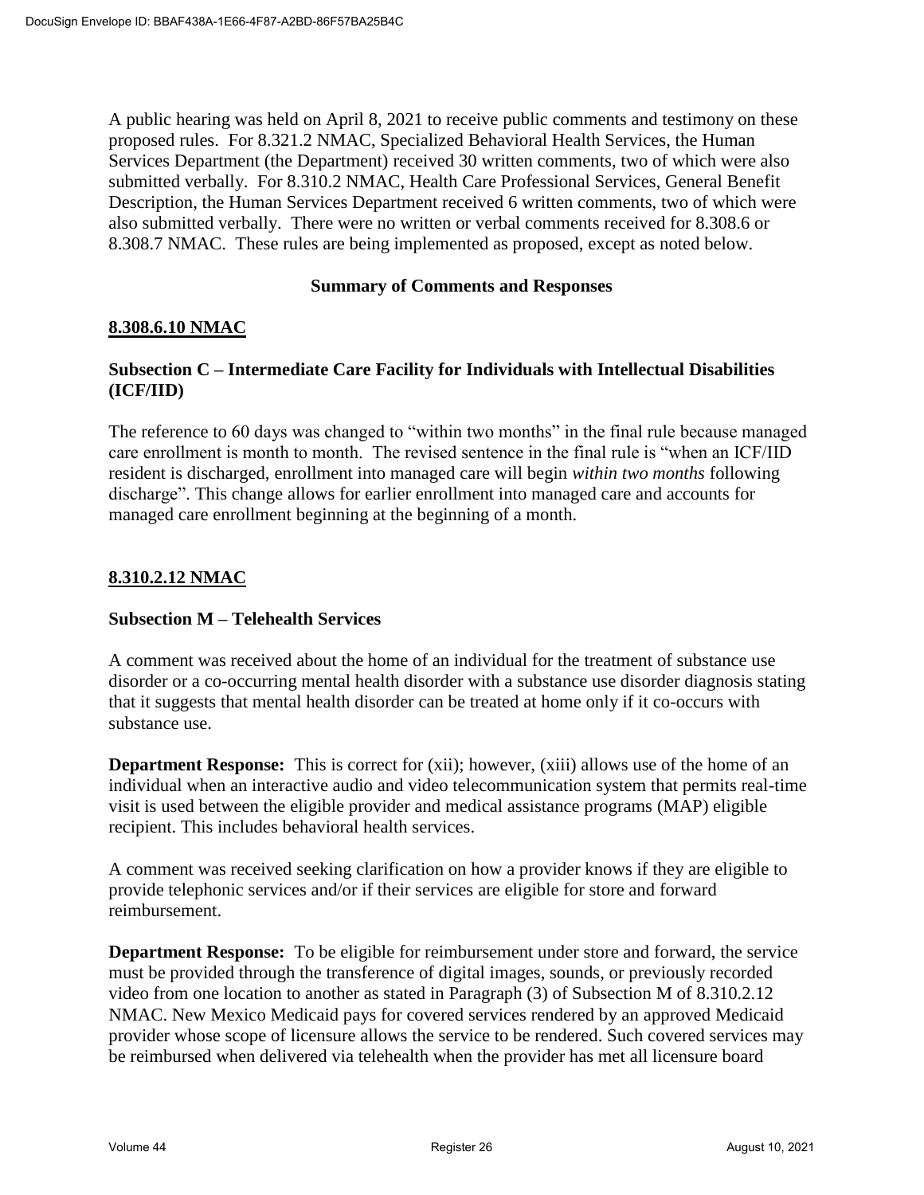A public hearing was held on April 8, 2021 to receive public comments and testimony on these proposed rules. For 8.321.2 NMAC, Specialized Behavioral Health Services, the Human Services Department (the Department) received 30 written comments, two of which were also submitted verbally. For 8.310.2 NMAC, Health Care Professional Services, General Benefit Description, the Human Services Department received 6 written comments, two of which were also submitted verbally. There were no written or verbal comments received for 8.308.6 or 8.308.7 NMAC. These rules are being implemented as proposed, except as noted below.

**Summary of Comments and Responses**

**8.308.6.10 NMAC**

**Subsection C – Intermediate Care Facility for Individuals with Intellectual Disabilities (ICF/IID)**

The reference to 60 days was changed to "within two months" in the final rule because managed care enrollment is month to month. The revised sentence in the final rule is "when an ICF/IID resident is discharged, enrollment into managed care will begin *within two months* following discharge". This change allows for earlier enrollment into managed care and accounts for managed care enrollment beginning at the beginning of a month.

**8.310.2.12 NMAC**

**Subsection M – Telehealth Services**

A comment was received about the home of an individual for the treatment of substance use disorder or a co-occurring mental health disorder with a substance use disorder diagnosis stating that it suggests that mental health disorder can be treated at home only if it co-occurs with substance use.

**Department Response:** This is correct for (xii); however, (xiii) allows use of the home of an individual when an interactive audio and video telecommunication system that permits real-time visit is used between the eligible provider and medical assistance programs (MAP) eligible recipient. This includes behavioral health services.

A comment was received seeking clarification on how a provider knows if they are eligible to provide telephonic services and/or if their services are eligible for store and forward reimbursement.

**Department Response:** To be eligible for reimbursement under store and forward, the service must be provided through the transference of digital images, sounds, or previously recorded video from one location to another as stated in Paragraph (3) of Subsection M of 8.310.2.12 NMAC. New Mexico Medicaid pays for covered services rendered by an approved Medicaid provider whose scope of licensure allows the service to be rendered. Such covered services may be reimbursed when delivered via telehealth when the provider has met all licensure board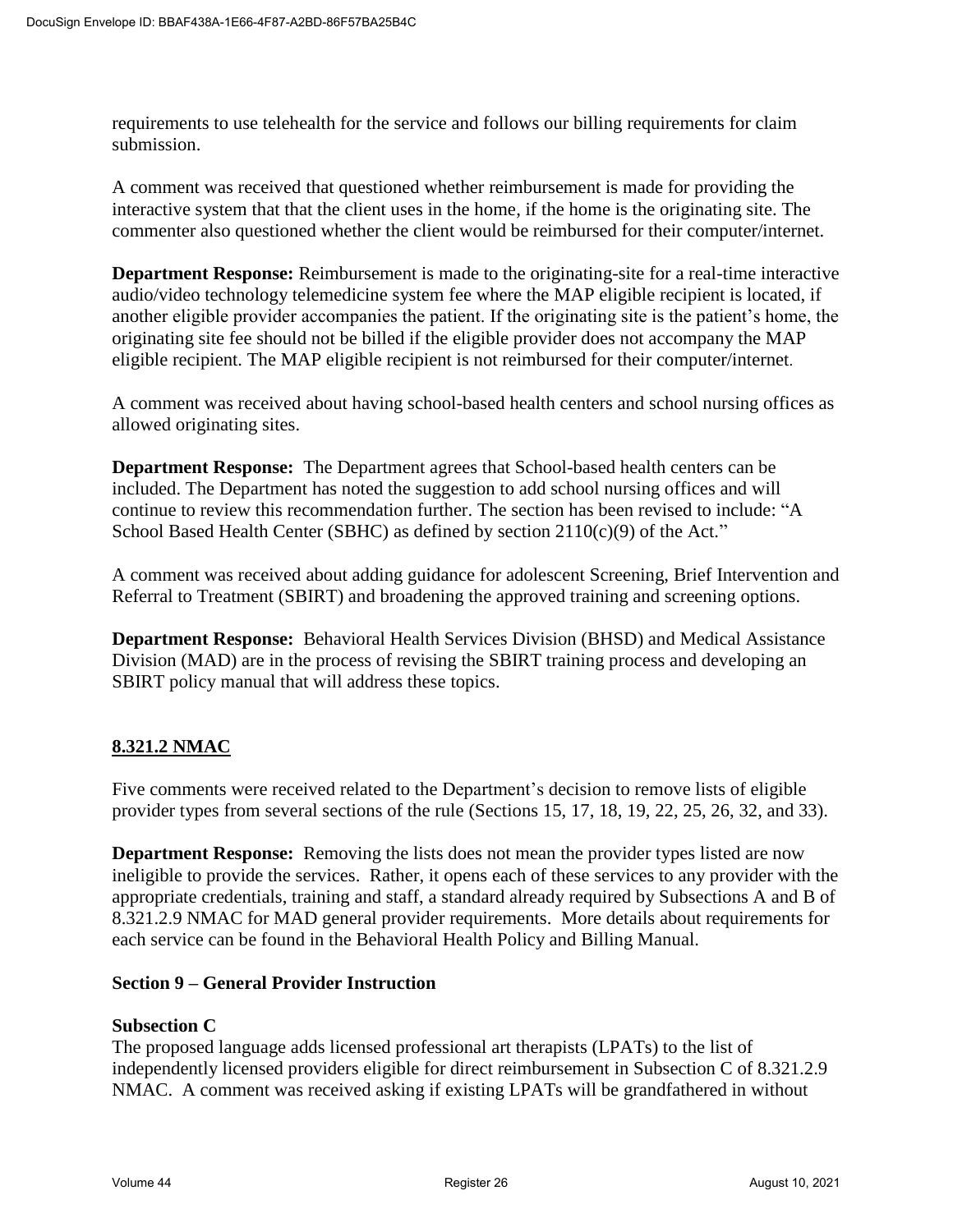requirements to use telehealth for the service and follows our billing requirements for claim submission.

A comment was received that questioned whether reimbursement is made for providing the interactive system that that the client uses in the home, if the home is the originating site. The commenter also questioned whether the client would be reimbursed for their computer/internet.

**Department Response:** Reimbursement is made to the originating-site for a real-time interactive audio/video technology telemedicine system fee where the MAP eligible recipient is located, if another eligible provider accompanies the patient. If the originating site is the patient's home, the originating site fee should not be billed if the eligible provider does not accompany the MAP eligible recipient. The MAP eligible recipient is not reimbursed for their computer/internet.

A comment was received about having school-based health centers and school nursing offices as allowed originating sites.

**Department Response:** The Department agrees that School-based health centers can be included. The Department has noted the suggestion to add school nursing offices and will continue to review this recommendation further. The section has been revised to include: "A School Based Health Center (SBHC) as defined by section 2110(c)(9) of the Act."

A comment was received about adding guidance for adolescent Screening, Brief Intervention and Referral to Treatment (SBIRT) and broadening the approved training and screening options.

**Department Response:** Behavioral Health Services Division (BHSD) and Medical Assistance Division (MAD) are in the process of revising the SBIRT training process and developing an SBIRT policy manual that will address these topics.

## 8.321.2 NMAC

Five comments were received related to the Department's decision to remove lists of eligible provider types from several sections of the rule (Sections 15, 17, 18, 19, 22, 25, 26, 32, and 33).

**Department Response:** Removing the lists does not mean the provider types listed are now ineligible to provide the services. Rather, it opens each of these services to any provider with the appropriate credentials, training and staff, a standard already required by Subsections A and B of 8.321.2.9 NMAC for MAD general provider requirements. More details about requirements for each service can be found in the Behavioral Health Policy and Billing Manual.

### Section 9 – General Provider Instruction

**Subsection C**

The proposed language adds licensed professional art therapists (LPATs) to the list of independently licensed providers eligible for direct reimbursement in Subsection C of 8.321.2.9 NMAC. A comment was received asking if existing LPATs will be grandfathered in without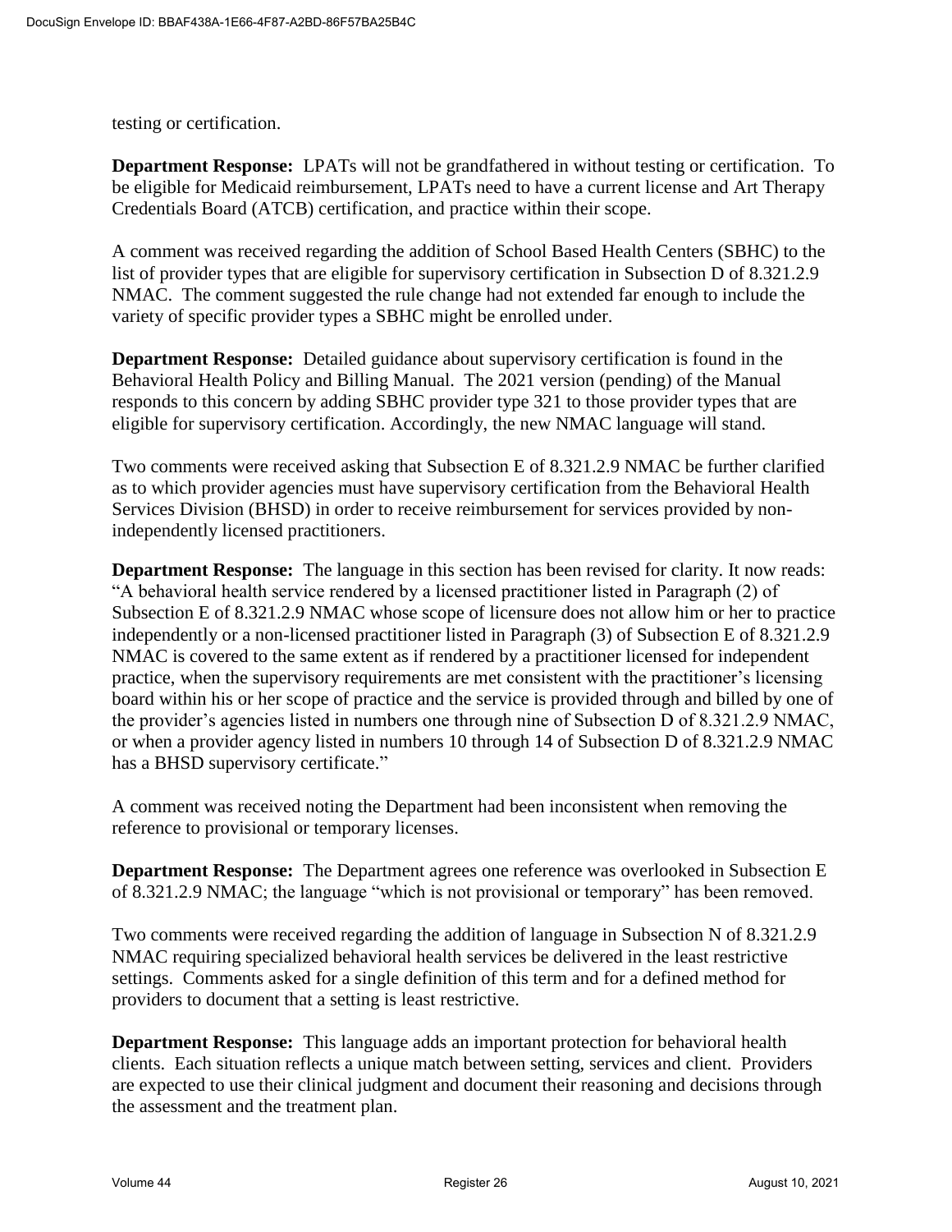testing or certification.

**Department Response:** LPATs will not be grandfathered in without testing or certification. To be eligible for Medicaid reimbursement, LPATs need to have a current license and Art Therapy Credentials Board (ATCB) certification, and practice within their scope.

A comment was received regarding the addition of School Based Health Centers (SBHC) to the list of provider types that are eligible for supervisory certification in Subsection D of 8.321.2.9 NMAC. The comment suggested the rule change had not extended far enough to include the variety of specific provider types a SBHC might be enrolled under.

**Department Response:** Detailed guidance about supervisory certification is found in the Behavioral Health Policy and Billing Manual. The 2021 version (pending) of the Manual responds to this concern by adding SBHC provider type 321 to those provider types that are eligible for supervisory certification. Accordingly, the new NMAC language will stand.

Two comments were received asking that Subsection E of 8.321.2.9 NMAC be further clarified as to which provider agencies must have supervisory certification from the Behavioral Health Services Division (BHSD) in order to receive reimbursement for services provided by non-independently licensed practitioners.

**Department Response:** The language in this section has been revised for clarity. It now reads: "A behavioral health service rendered by a licensed practitioner listed in Paragraph (2) of Subsection E of 8.321.2.9 NMAC whose scope of licensure does not allow him or her to practice independently or a non-licensed practitioner listed in Paragraph (3) of Subsection E of 8.321.2.9 NMAC is covered to the same extent as if rendered by a practitioner licensed for independent practice, when the supervisory requirements are met consistent with the practitioner's licensing board within his or her scope of practice and the service is provided through and billed by one of the provider's agencies listed in numbers one through nine of Subsection D of 8.321.2.9 NMAC, or when a provider agency listed in numbers 10 through 14 of Subsection D of 8.321.2.9 NMAC has a BHSD supervisory certificate."

A comment was received noting the Department had been inconsistent when removing the reference to provisional or temporary licenses.

**Department Response:** The Department agrees one reference was overlooked in Subsection E of 8.321.2.9 NMAC; the language "which is not provisional or temporary" has been removed.

Two comments were received regarding the addition of language in Subsection N of 8.321.2.9 NMAC requiring specialized behavioral health services be delivered in the least restrictive settings. Comments asked for a single definition of this term and for a defined method for providers to document that a setting is least restrictive.

**Department Response:** This language adds an important protection for behavioral health clients. Each situation reflects a unique match between setting, services and client. Providers are expected to use their clinical judgment and document their reasoning and decisions through the assessment and the treatment plan.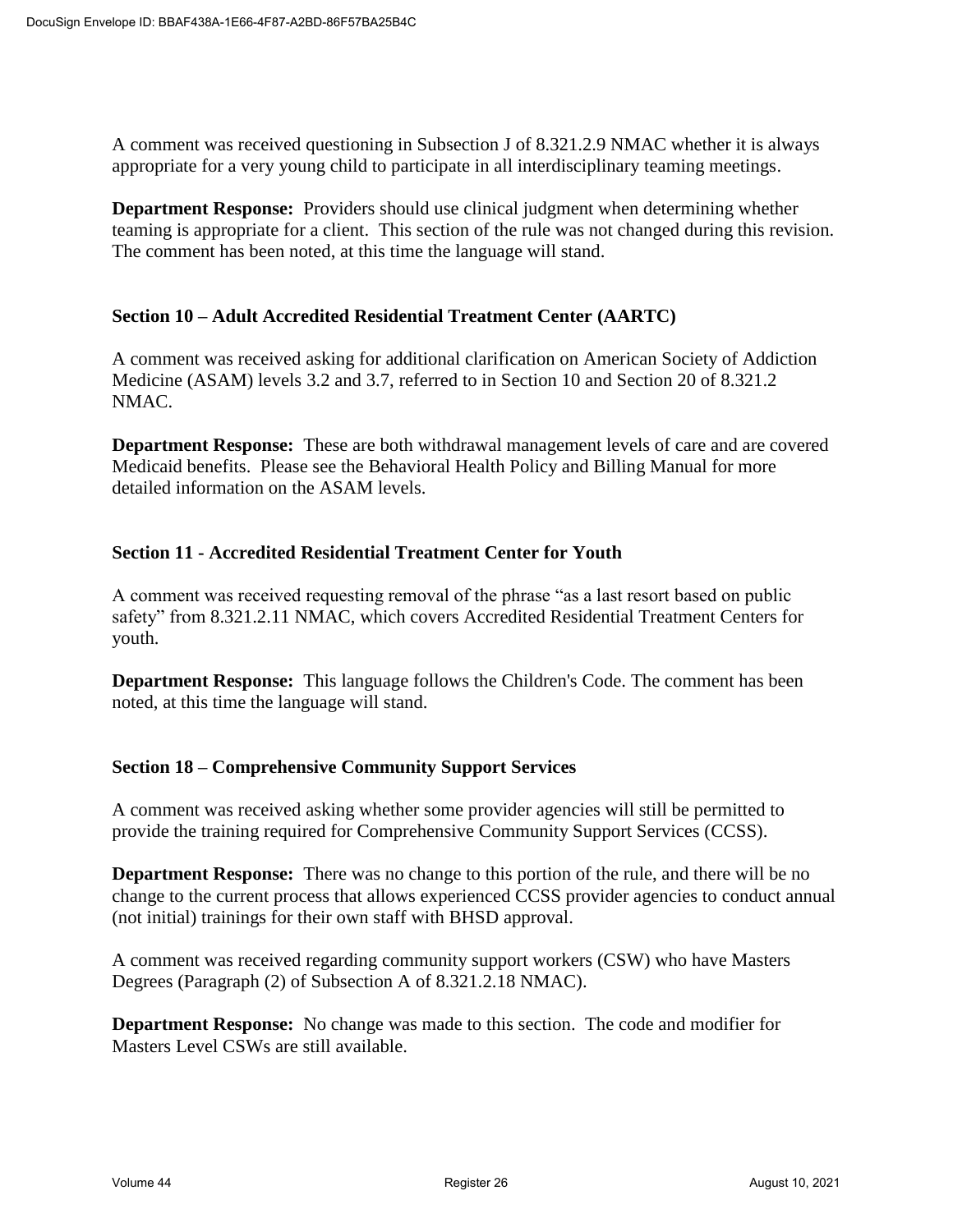A comment was received questioning in Subsection J of 8.321.2.9 NMAC whether it is always appropriate for a very young child to participate in all interdisciplinary teaming meetings.

**Department Response:** Providers should use clinical judgment when determining whether teaming is appropriate for a client. This section of the rule was not changed during this revision. The comment has been noted, at this time the language will stand.

### Section 10 – Adult Accredited Residential Treatment Center (AARTC)

A comment was received asking for additional clarification on American Society of Addiction Medicine (ASAM) levels 3.2 and 3.7, referred to in Section 10 and Section 20 of 8.321.2 NMAC.

**Department Response:** These are both withdrawal management levels of care and are covered Medicaid benefits. Please see the Behavioral Health Policy and Billing Manual for more detailed information on the ASAM levels.

### Section 11 - Accredited Residential Treatment Center for Youth

A comment was received requesting removal of the phrase "as a last resort based on public safety" from 8.321.2.11 NMAC, which covers Accredited Residential Treatment Centers for youth.

**Department Response:** This language follows the Children's Code. The comment has been noted, at this time the language will stand.

### Section 18 – Comprehensive Community Support Services

A comment was received asking whether some provider agencies will still be permitted to provide the training required for Comprehensive Community Support Services (CCSS).

**Department Response:** There was no change to this portion of the rule, and there will be no change to the current process that allows experienced CCSS provider agencies to conduct annual (not initial) trainings for their own staff with BHSD approval.

A comment was received regarding community support workers (CSW) who have Masters Degrees (Paragraph (2) of Subsection A of 8.321.2.18 NMAC).

**Department Response:** No change was made to this section. The code and modifier for Masters Level CSWs are still available.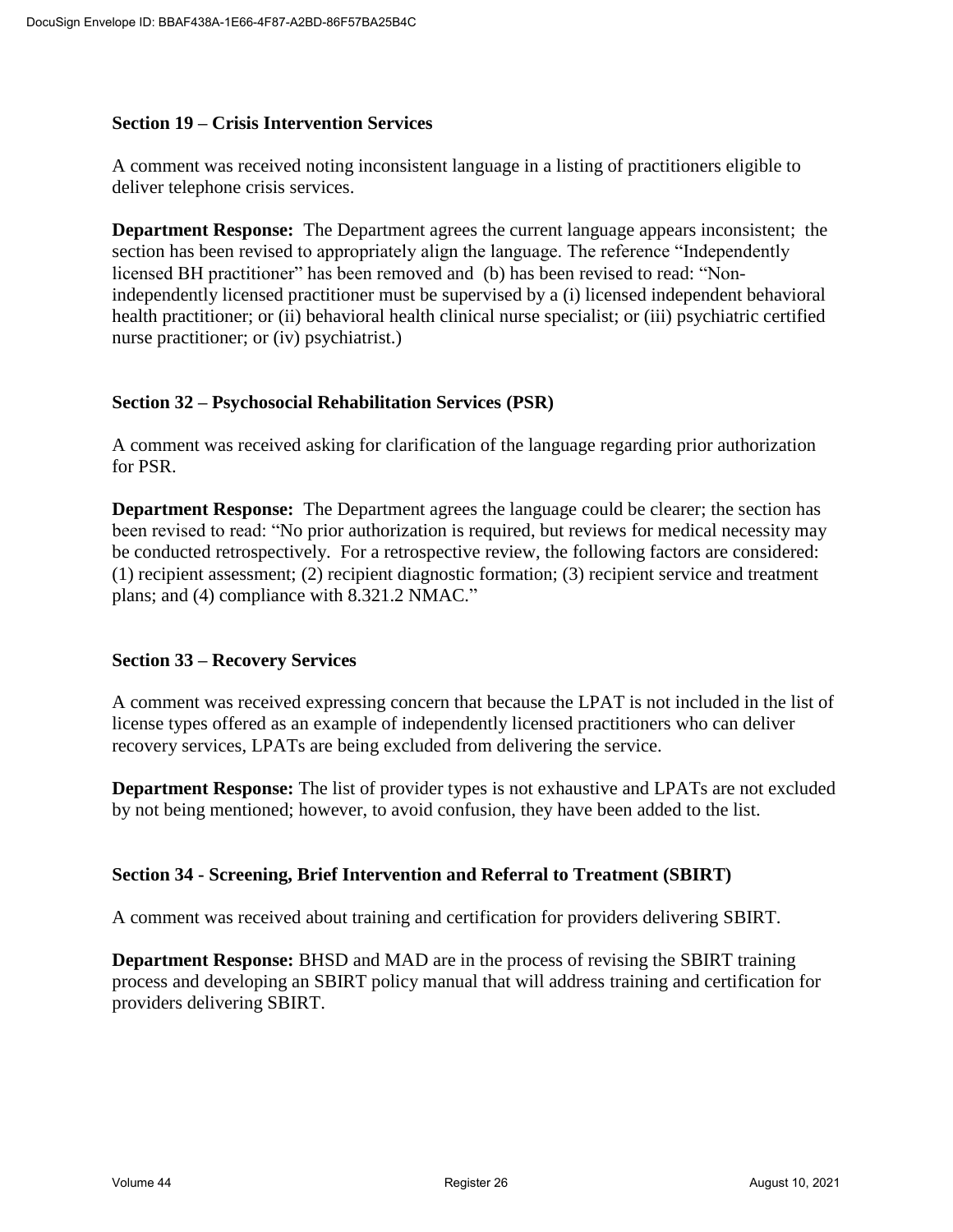**Section 19 – Crisis Intervention Services**

A comment was received noting inconsistent language in a listing of practitioners eligible to deliver telephone crisis services.

**Department Response:** The Department agrees the current language appears inconsistent; the section has been revised to appropriately align the language. The reference "Independently licensed BH practitioner" has been removed and (b) has been revised to read: "Non-independently licensed practitioner must be supervised by a (i) licensed independent behavioral health practitioner; or (ii) behavioral health clinical nurse specialist; or (iii) psychiatric certified nurse practitioner; or (iv) psychiatrist.)

**Section 32 – Psychosocial Rehabilitation Services (PSR)**

A comment was received asking for clarification of the language regarding prior authorization for PSR.

**Department Response:** The Department agrees the language could be clearer; the section has been revised to read: "No prior authorization is required, but reviews for medical necessity may be conducted retrospectively. For a retrospective review, the following factors are considered: (1) recipient assessment; (2) recipient diagnostic formation; (3) recipient service and treatment plans; and (4) compliance with 8.321.2 NMAC."

**Section 33 – Recovery Services**

A comment was received expressing concern that because the LPAT is not included in the list of license types offered as an example of independently licensed practitioners who can deliver recovery services, LPATs are being excluded from delivering the service.

**Department Response:** The list of provider types is not exhaustive and LPATs are not excluded by not being mentioned; however, to avoid confusion, they have been added to the list.

**Section 34 - Screening, Brief Intervention and Referral to Treatment (SBIRT)**

A comment was received about training and certification for providers delivering SBIRT.

**Department Response:** BHSD and MAD are in the process of revising the SBIRT training process and developing an SBIRT policy manual that will address training and certification for providers delivering SBIRT.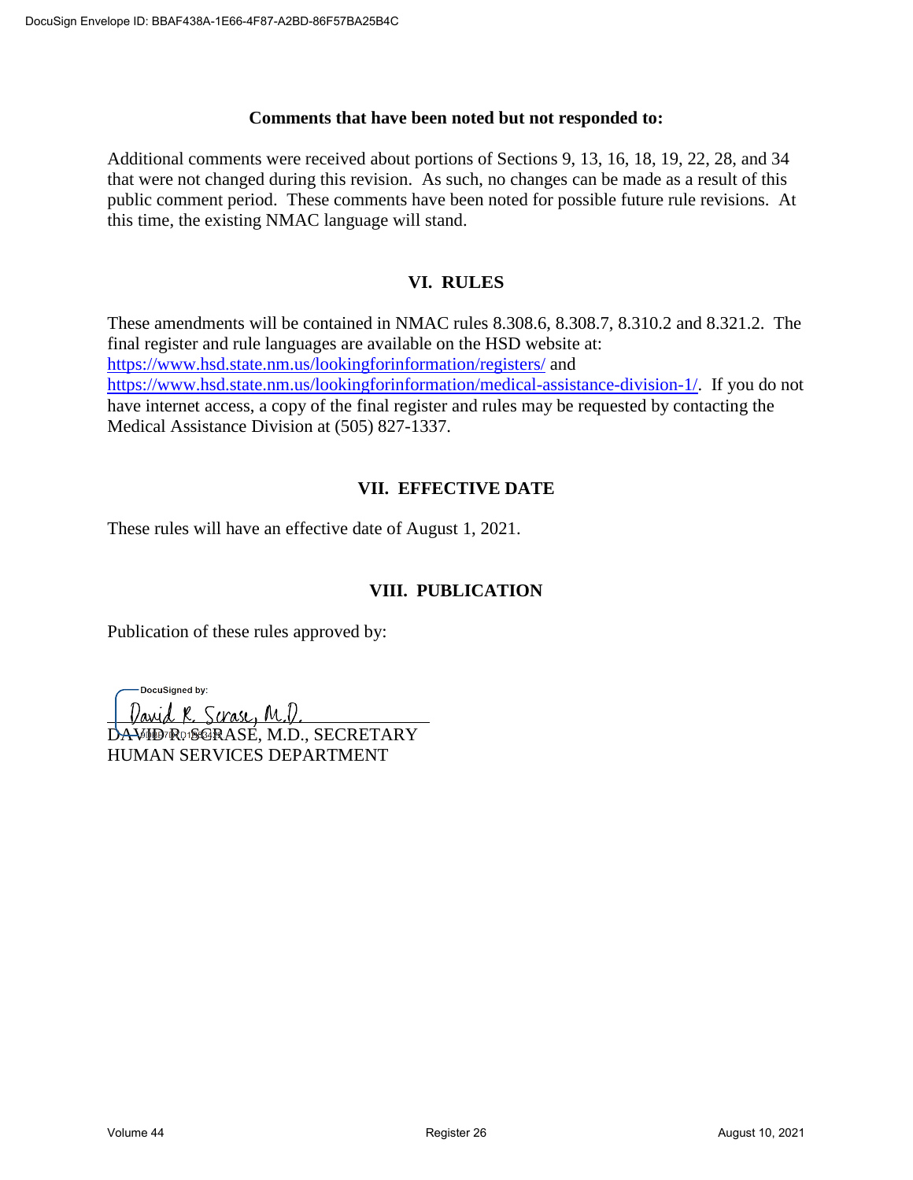**Comments that have been noted but not responded to:**

Additional comments were received about portions of Sections 9, 13, 16, 18, 19, 22, 28, and 34 that were not changed during this revision. As such, no changes can be made as a result of this public comment period. These comments have been noted for possible future rule revisions. At this time, the existing NMAC language will stand.

## VI. RULES

These amendments will be contained in NMAC rules 8.308.6, 8.308.7, 8.310.2 and 8.321.2. The final register and rule languages are available on the HSD website at: https://www.hsd.state.nm.us/lookingforinformation/registers/ and https://www.hsd.state.nm.us/lookingforinformation/medical-assistance-division-1/. If you do not have internet access, a copy of the final register and rules may be requested by contacting the Medical Assistance Division at (505) 827-1337.

## VII. EFFECTIVE DATE

These rules will have an effective date of August 1, 2021.

## VIII. PUBLICATION

Publication of these rules approved by:

DocuSigned by:
David R. Scrase, M.D.

DAVID R. SCRASE, M.D., SECRETARY
HUMAN SERVICES DEPARTMENT